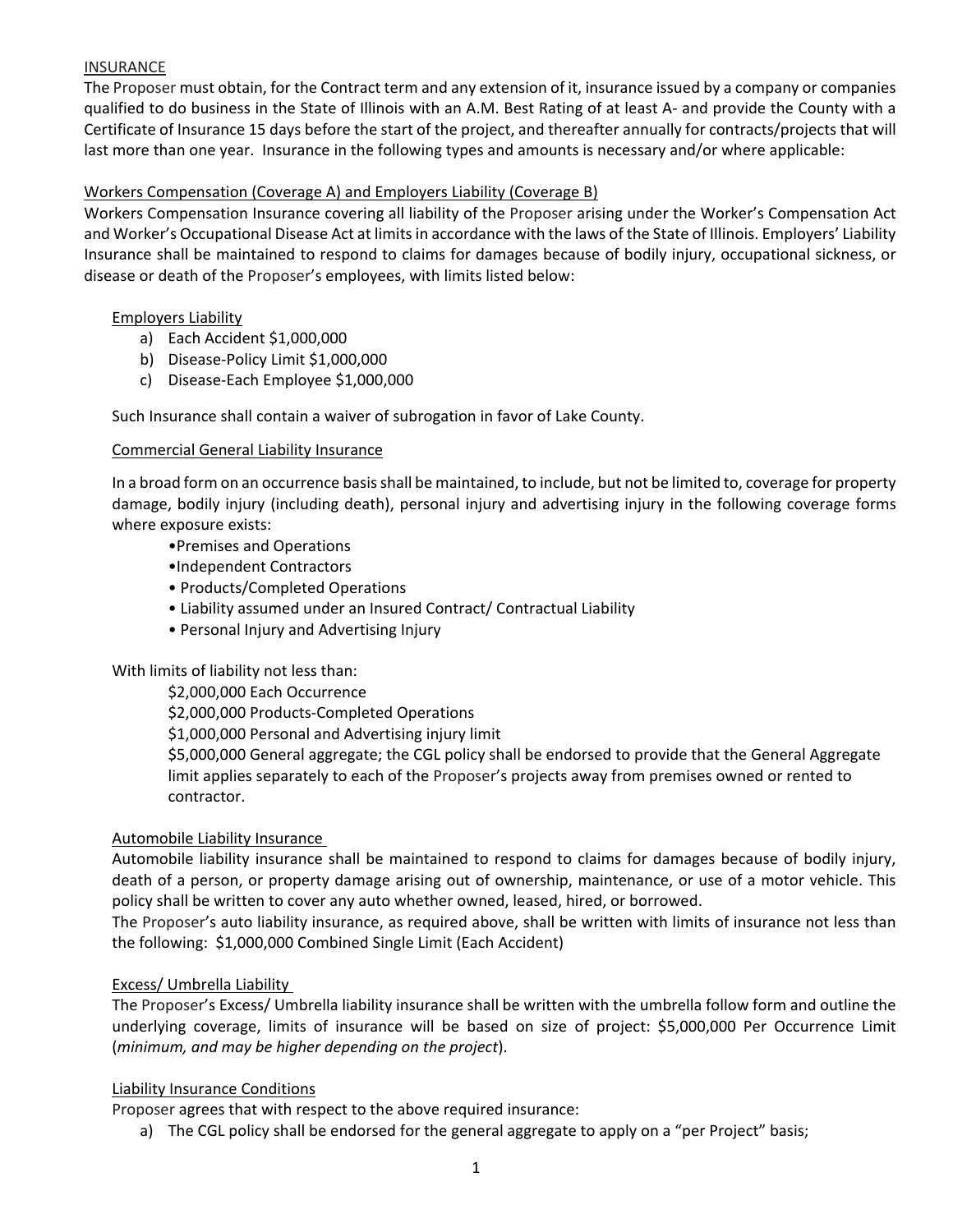## INSURANCE

The Proposer must obtain, for the Contract term and any extension of it, insurance issued by a company or companies qualified to do business in the State of Illinois with an A.M. Best Rating of at least A- and provide the County with a Certificate of Insurance 15 days before the start of the project, and thereafter annually for contracts/projects that will last more than one year. Insurance in the following types and amounts is necessary and/or where applicable:

### Workers Compensation (Coverage A) and Employers Liability (Coverage B)

Workers Compensation Insurance covering all liability of the Proposer arising under the Worker's Compensation Act and Worker's Occupational Disease Act at limits in accordance with the laws of the State of Illinois. Employers' Liability Insurance shall be maintained to respond to claims for damages because of bodily injury, occupational sickness, or disease or death of the Proposer's employees, with limits listed below:

#### Employers Liability

a) Each Accident $1,000,000
b) Disease-Policy Limit $1,000,000
c) Disease-Each Employee $1,000,000

Such Insurance shall contain a waiver of subrogation in favor of Lake County.

#### Commercial General Liability Insurance

In a broad form on an occurrence basis shall be maintained, to include, but not be limited to, coverage for property damage, bodily injury (including death), personal injury and advertising injury in the following coverage forms where exposure exists:

- Premises and Operations
- Independent Contractors
- Products/Completed Operations
- Liability assumed under an Insured Contract/ Contractual Liability
- Personal Injury and Advertising Injury

With limits of liability not less than:

$2,000,000 Each Occurrence
$2,000,000 Products-Completed Operations
$1,000,000 Personal and Advertising injury limit
$5,000,000 General aggregate; the CGL policy shall be endorsed to provide that the General Aggregate limit applies separately to each of the Proposer's projects away from premises owned or rented to contractor.

#### Automobile Liability Insurance

Automobile liability insurance shall be maintained to respond to claims for damages because of bodily injury, death of a person, or property damage arising out of ownership, maintenance, or use of a motor vehicle. This policy shall be written to cover any auto whether owned, leased, hired, or borrowed.

The Proposer's auto liability insurance, as required above, shall be written with limits of insurance not less than the following: $1,000,000 Combined Single Limit (Each Accident)

#### Excess/ Umbrella Liability

The Proposer's Excess/ Umbrella liability insurance shall be written with the umbrella follow form and outline the underlying coverage, limits of insurance will be based on size of project: $5,000,000 Per Occurrence Limit (*minimum, and may be higher depending on the project*).

#### Liability Insurance Conditions

Proposer agrees that with respect to the above required insurance:

a) The CGL policy shall be endorsed for the general aggregate to apply on a "per Project" basis;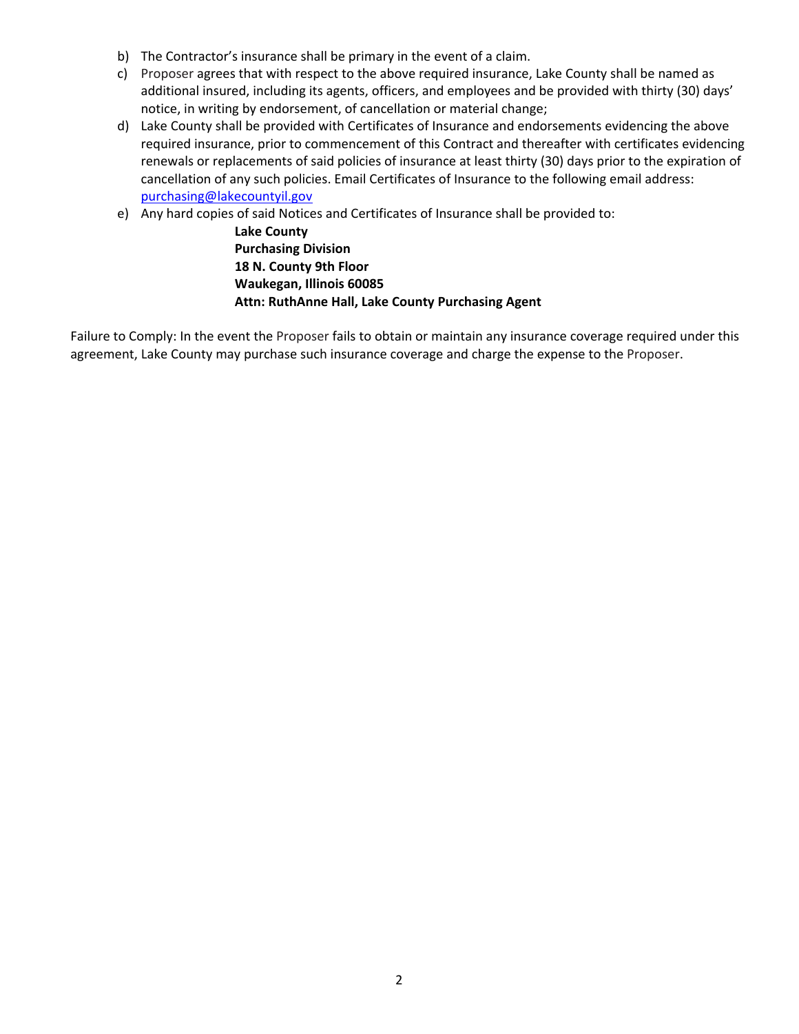b) The Contractor's insurance shall be primary in the event of a claim.
c) Proposer agrees that with respect to the above required insurance, Lake County shall be named as additional insured, including its agents, officers, and employees and be provided with thirty (30) days' notice, in writing by endorsement, of cancellation or material change;
d) Lake County shall be provided with Certificates of Insurance and endorsements evidencing the above required insurance, prior to commencement of this Contract and thereafter with certificates evidencing renewals or replacements of said policies of insurance at least thirty (30) days prior to the expiration of cancellation of any such policies. Email Certificates of Insurance to the following email address: purchasing@lakecountyil.gov
e) Any hard copies of said Notices and Certificates of Insurance shall be provided to:

**Lake County**
**Purchasing Division**
**18 N. County 9th Floor**
**Waukegan, Illinois 60085**
**Attn: RuthAnne Hall, Lake County Purchasing Agent**

Failure to Comply: In the event the Proposer fails to obtain or maintain any insurance coverage required under this agreement, Lake County may purchase such insurance coverage and charge the expense to the Proposer.